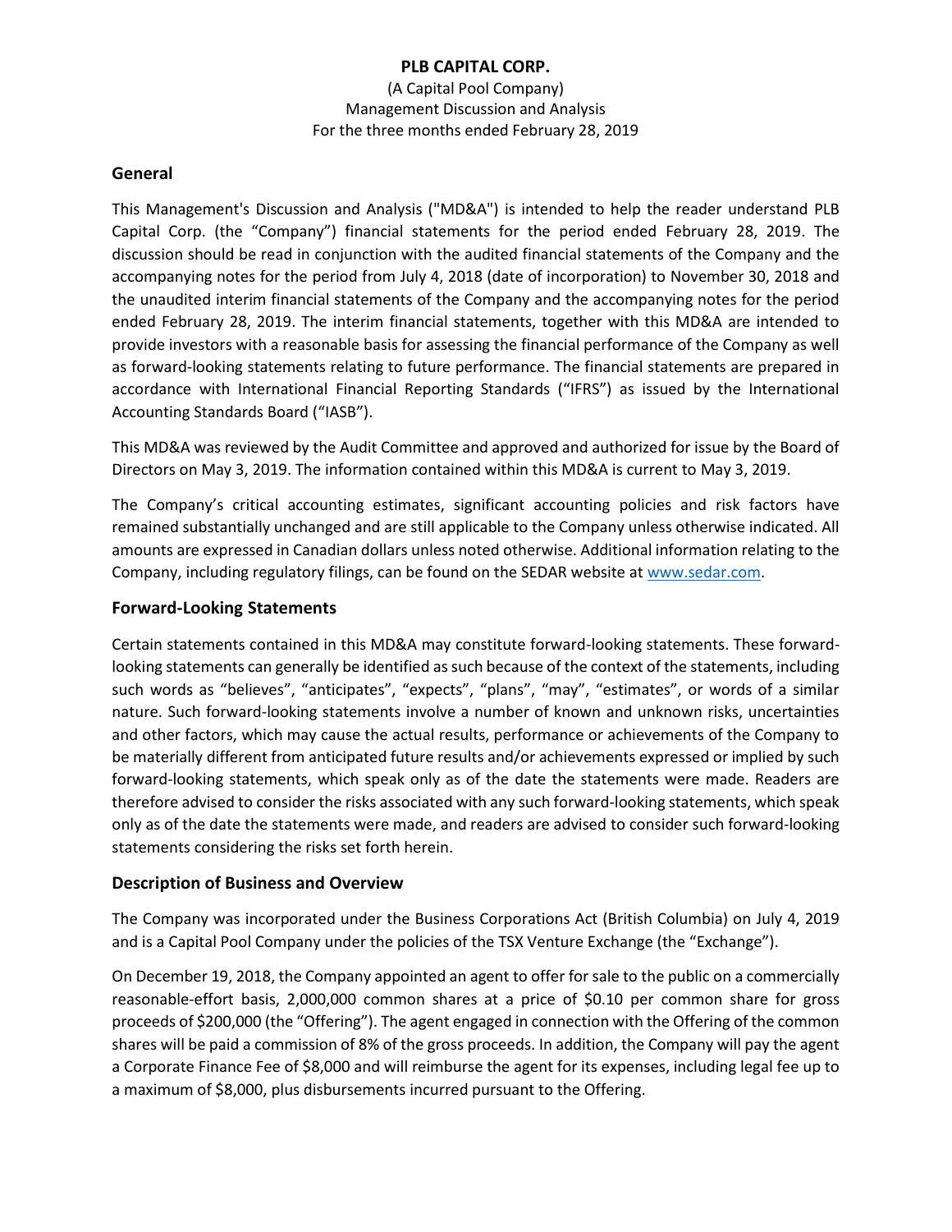# PLB CAPITAL CORP.

(A Capital Pool Company)
Management Discussion and Analysis
For the three months ended February 28, 2019

## General

This Management's Discussion and Analysis ("MD&A") is intended to help the reader understand PLB Capital Corp. (the "Company") financial statements for the period ended February 28, 2019. The discussion should be read in conjunction with the audited financial statements of the Company and the accompanying notes for the period from July 4, 2018 (date of incorporation) to November 30, 2018 and the unaudited interim financial statements of the Company and the accompanying notes for the period ended February 28, 2019. The interim financial statements, together with this MD&A are intended to provide investors with a reasonable basis for assessing the financial performance of the Company as well as forward-looking statements relating to future performance. The financial statements are prepared in accordance with International Financial Reporting Standards ("IFRS") as issued by the International Accounting Standards Board ("IASB").

This MD&A was reviewed by the Audit Committee and approved and authorized for issue by the Board of Directors on May 3, 2019. The information contained within this MD&A is current to May 3, 2019.

The Company's critical accounting estimates, significant accounting policies and risk factors have remained substantially unchanged and are still applicable to the Company unless otherwise indicated. All amounts are expressed in Canadian dollars unless noted otherwise. Additional information relating to the Company, including regulatory filings, can be found on the SEDAR website at www.sedar.com.

## Forward-Looking Statements

Certain statements contained in this MD&A may constitute forward-looking statements. These forward-looking statements can generally be identified as such because of the context of the statements, including such words as "believes", "anticipates", "expects", "plans", "may", "estimates", or words of a similar nature. Such forward-looking statements involve a number of known and unknown risks, uncertainties and other factors, which may cause the actual results, performance or achievements of the Company to be materially different from anticipated future results and/or achievements expressed or implied by such forward-looking statements, which speak only as of the date the statements were made. Readers are therefore advised to consider the risks associated with any such forward-looking statements, which speak only as of the date the statements were made, and readers are advised to consider such forward-looking statements considering the risks set forth herein.

## Description of Business and Overview

The Company was incorporated under the Business Corporations Act (British Columbia) on July 4, 2019 and is a Capital Pool Company under the policies of the TSX Venture Exchange (the "Exchange").

On December 19, 2018, the Company appointed an agent to offer for sale to the public on a commercially reasonable-effort basis, 2,000,000 common shares at a price of $0.10 per common share for gross proceeds of $200,000 (the "Offering"). The agent engaged in connection with the Offering of the common shares will be paid a commission of 8% of the gross proceeds. In addition, the Company will pay the agent a Corporate Finance Fee of $8,000 and will reimburse the agent for its expenses, including legal fee up to a maximum of $8,000, plus disbursements incurred pursuant to the Offering.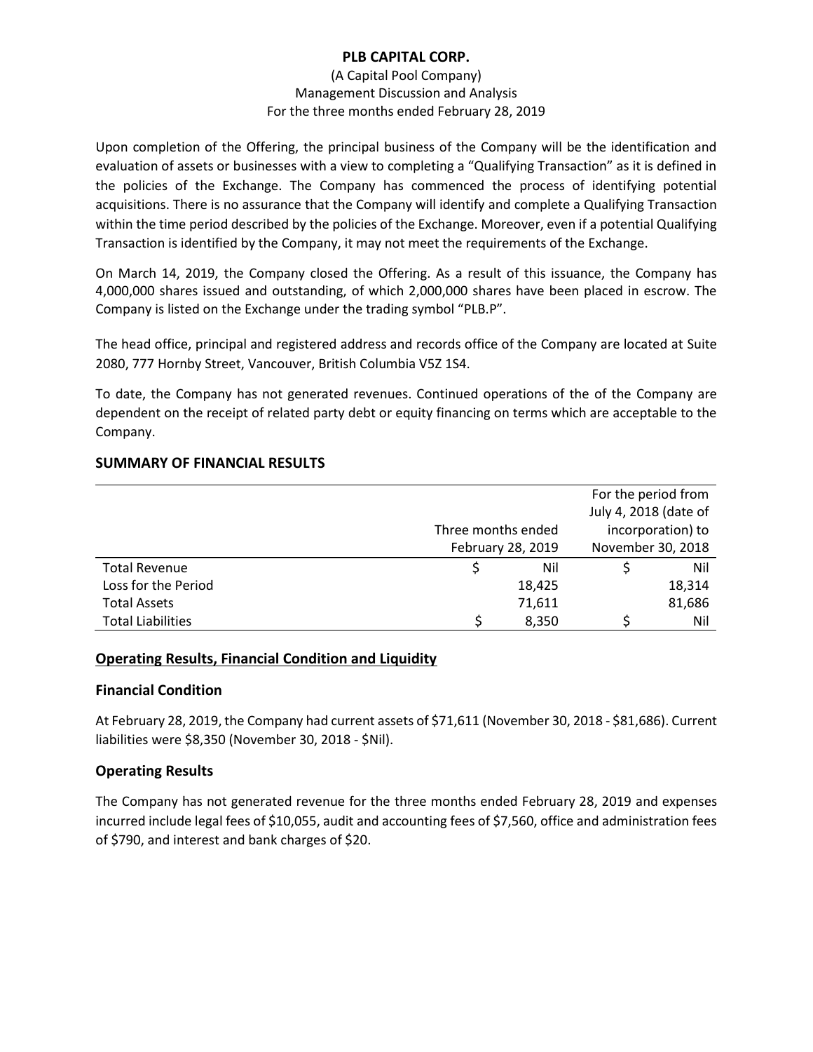Upon completion of the Offering, the principal business of the Company will be the identification and evaluation of assets or businesses with a view to completing a "Qualifying Transaction" as it is defined in the policies of the Exchange. The Company has commenced the process of identifying potential acquisitions. There is no assurance that the Company will identify and complete a Qualifying Transaction within the time period described by the policies of the Exchange. Moreover, even if a potential Qualifying Transaction is identified by the Company, it may not meet the requirements of the Exchange.

On March 14, 2019, the Company closed the Offering. As a result of this issuance, the Company has 4,000,000 shares issued and outstanding, of which 2,000,000 shares have been placed in escrow. The Company is listed on the Exchange under the trading symbol "PLB.P".

The head office, principal and registered address and records office of the Company are located at Suite 2080, 777 Hornby Street, Vancouver, British Columbia V5Z 1S4.

To date, the Company has not generated revenues. Continued operations of the of the Company are dependent on the receipt of related party debt or equity financing on terms which are acceptable to the Company.

## SUMMARY OF FINANCIAL RESULTS

| | Three months ended February 28, 2019 | For the period from July 4, 2018 (date of incorporation) to November 30, 2018 |
|---|---|---|
| Total Revenue | $ Nil | $ Nil |
| Loss for the Period | 18,425 | 18,314 |
| Total Assets | 71,611 | 81,686 |
| Total Liabilities | $ 8,350 | $ Nil |

## Operating Results, Financial Condition and Liquidity

### Financial Condition

At February 28, 2019, the Company had current assets of $71,611 (November 30, 2018 - $81,686). Current liabilities were $8,350 (November 30, 2018 - $Nil).

### Operating Results

The Company has not generated revenue for the three months ended February 28, 2019 and expenses incurred include legal fees of $10,055, audit and accounting fees of $7,560, office and administration fees of $790, and interest and bank charges of $20.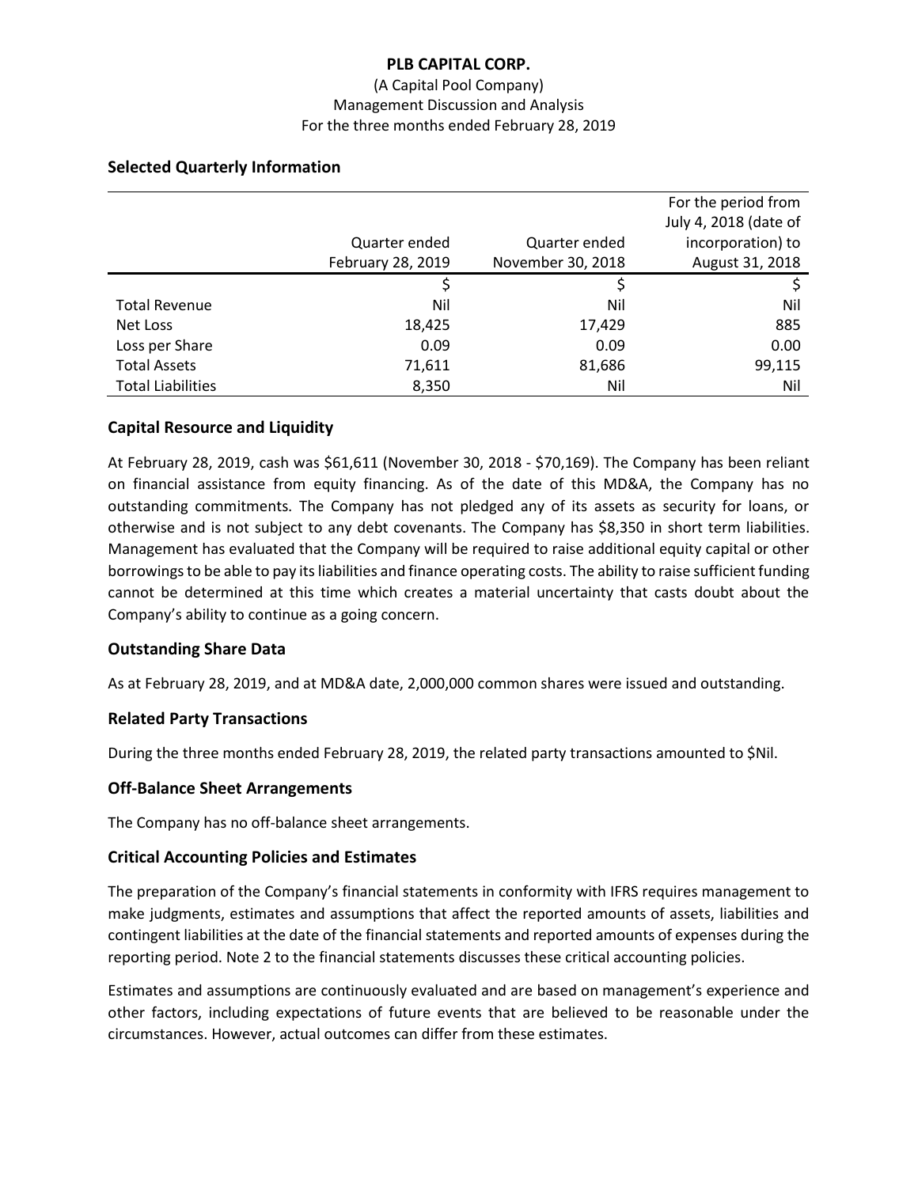# PLB CAPITAL CORP.

(A Capital Pool Company)
Management Discussion and Analysis
For the three months ended February 28, 2019

## Selected Quarterly Information

| | Quarter ended February 28, 2019 | Quarter ended November 30, 2018 | For the period from July 4, 2018 (date of incorporation) to August 31, 2018 |
|---|---|---|---|
| | $ | $ | $ |
| Total Revenue | Nil | Nil | Nil |
| Net Loss | 18,425 | 17,429 | 885 |
| Loss per Share | 0.09 | 0.09 | 0.00 |
| Total Assets | 71,611 | 81,686 | 99,115 |
| Total Liabilities | 8,350 | Nil | Nil |

## Capital Resource and Liquidity

At February 28, 2019, cash was $61,611 (November 30, 2018 - $70,169). The Company has been reliant on financial assistance from equity financing. As of the date of this MD&A, the Company has no outstanding commitments. The Company has not pledged any of its assets as security for loans, or otherwise and is not subject to any debt covenants. The Company has $8,350 in short term liabilities. Management has evaluated that the Company will be required to raise additional equity capital or other borrowings to be able to pay its liabilities and finance operating costs. The ability to raise sufficient funding cannot be determined at this time which creates a material uncertainty that casts doubt about the Company's ability to continue as a going concern.

## Outstanding Share Data

As at February 28, 2019, and at MD&A date, 2,000,000 common shares were issued and outstanding.

## Related Party Transactions

During the three months ended February 28, 2019, the related party transactions amounted to $Nil.

## Off-Balance Sheet Arrangements

The Company has no off-balance sheet arrangements.

## Critical Accounting Policies and Estimates

The preparation of the Company's financial statements in conformity with IFRS requires management to make judgments, estimates and assumptions that affect the reported amounts of assets, liabilities and contingent liabilities at the date of the financial statements and reported amounts of expenses during the reporting period. Note 2 to the financial statements discusses these critical accounting policies.

Estimates and assumptions are continuously evaluated and are based on management's experience and other factors, including expectations of future events that are believed to be reasonable under the circumstances. However, actual outcomes can differ from these estimates.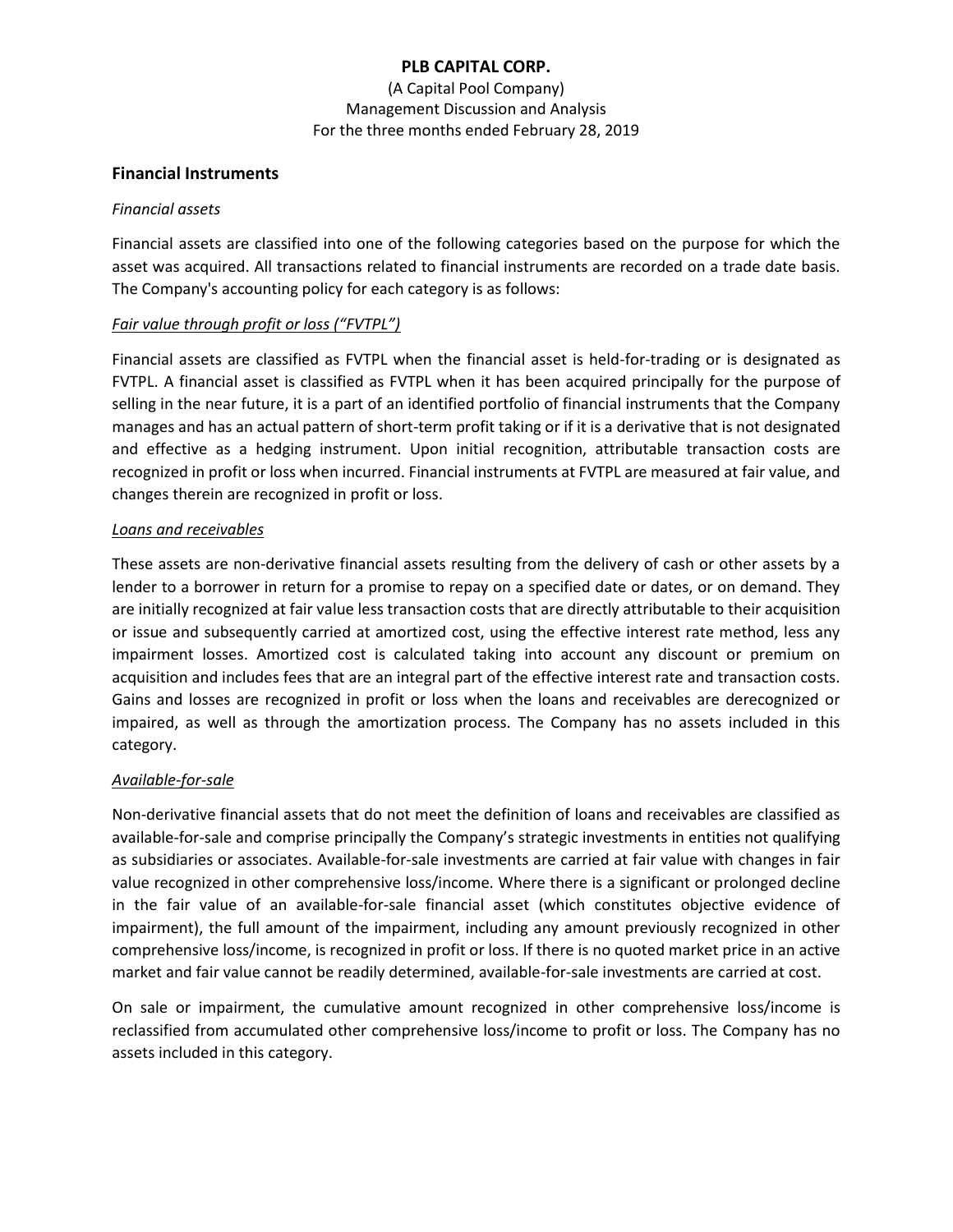## Financial Instruments

*Financial assets*

Financial assets are classified into one of the following categories based on the purpose for which the asset was acquired. All transactions related to financial instruments are recorded on a trade date basis. The Company's accounting policy for each category is as follows:

*Fair value through profit or loss ("FVTPL")*

Financial assets are classified as FVTPL when the financial asset is held-for-trading or is designated as FVTPL. A financial asset is classified as FVTPL when it has been acquired principally for the purpose of selling in the near future, it is a part of an identified portfolio of financial instruments that the Company manages and has an actual pattern of short-term profit taking or if it is a derivative that is not designated and effective as a hedging instrument. Upon initial recognition, attributable transaction costs are recognized in profit or loss when incurred. Financial instruments at FVTPL are measured at fair value, and changes therein are recognized in profit or loss.

*Loans and receivables*

These assets are non-derivative financial assets resulting from the delivery of cash or other assets by a lender to a borrower in return for a promise to repay on a specified date or dates, or on demand. They are initially recognized at fair value less transaction costs that are directly attributable to their acquisition or issue and subsequently carried at amortized cost, using the effective interest rate method, less any impairment losses. Amortized cost is calculated taking into account any discount or premium on acquisition and includes fees that are an integral part of the effective interest rate and transaction costs. Gains and losses are recognized in profit or loss when the loans and receivables are derecognized or impaired, as well as through the amortization process. The Company has no assets included in this category.

*Available-for-sale*

Non-derivative financial assets that do not meet the definition of loans and receivables are classified as available-for-sale and comprise principally the Company's strategic investments in entities not qualifying as subsidiaries or associates. Available-for-sale investments are carried at fair value with changes in fair value recognized in other comprehensive loss/income. Where there is a significant or prolonged decline in the fair value of an available-for-sale financial asset (which constitutes objective evidence of impairment), the full amount of the impairment, including any amount previously recognized in other comprehensive loss/income, is recognized in profit or loss. If there is no quoted market price in an active market and fair value cannot be readily determined, available-for-sale investments are carried at cost.

On sale or impairment, the cumulative amount recognized in other comprehensive loss/income is reclassified from accumulated other comprehensive loss/income to profit or loss. The Company has no assets included in this category.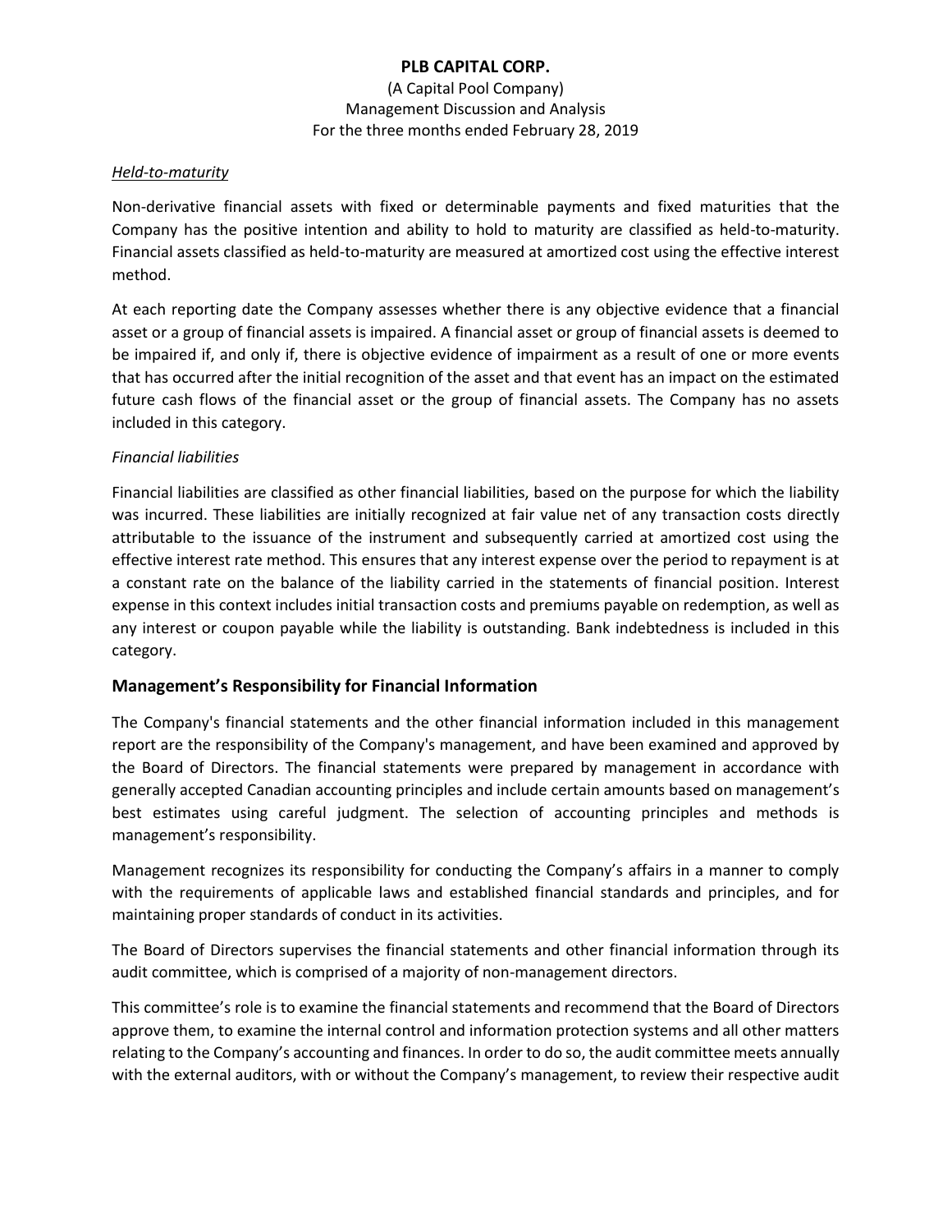*Held-to-maturity*

Non-derivative financial assets with fixed or determinable payments and fixed maturities that the Company has the positive intention and ability to hold to maturity are classified as held-to-maturity. Financial assets classified as held-to-maturity are measured at amortized cost using the effective interest method.

At each reporting date the Company assesses whether there is any objective evidence that a financial asset or a group of financial assets is impaired. A financial asset or group of financial assets is deemed to be impaired if, and only if, there is objective evidence of impairment as a result of one or more events that has occurred after the initial recognition of the asset and that event has an impact on the estimated future cash flows of the financial asset or the group of financial assets. The Company has no assets included in this category.

*Financial liabilities*

Financial liabilities are classified as other financial liabilities, based on the purpose for which the liability was incurred. These liabilities are initially recognized at fair value net of any transaction costs directly attributable to the issuance of the instrument and subsequently carried at amortized cost using the effective interest rate method. This ensures that any interest expense over the period to repayment is at a constant rate on the balance of the liability carried in the statements of financial position. Interest expense in this context includes initial transaction costs and premiums payable on redemption, as well as any interest or coupon payable while the liability is outstanding. Bank indebtedness is included in this category.

## Management's Responsibility for Financial Information

The Company's financial statements and the other financial information included in this management report are the responsibility of the Company's management, and have been examined and approved by the Board of Directors. The financial statements were prepared by management in accordance with generally accepted Canadian accounting principles and include certain amounts based on management's best estimates using careful judgment. The selection of accounting principles and methods is management's responsibility.

Management recognizes its responsibility for conducting the Company's affairs in a manner to comply with the requirements of applicable laws and established financial standards and principles, and for maintaining proper standards of conduct in its activities.

The Board of Directors supervises the financial statements and other financial information through its audit committee, which is comprised of a majority of non-management directors.

This committee's role is to examine the financial statements and recommend that the Board of Directors approve them, to examine the internal control and information protection systems and all other matters relating to the Company's accounting and finances. In order to do so, the audit committee meets annually with the external auditors, with or without the Company's management, to review their respective audit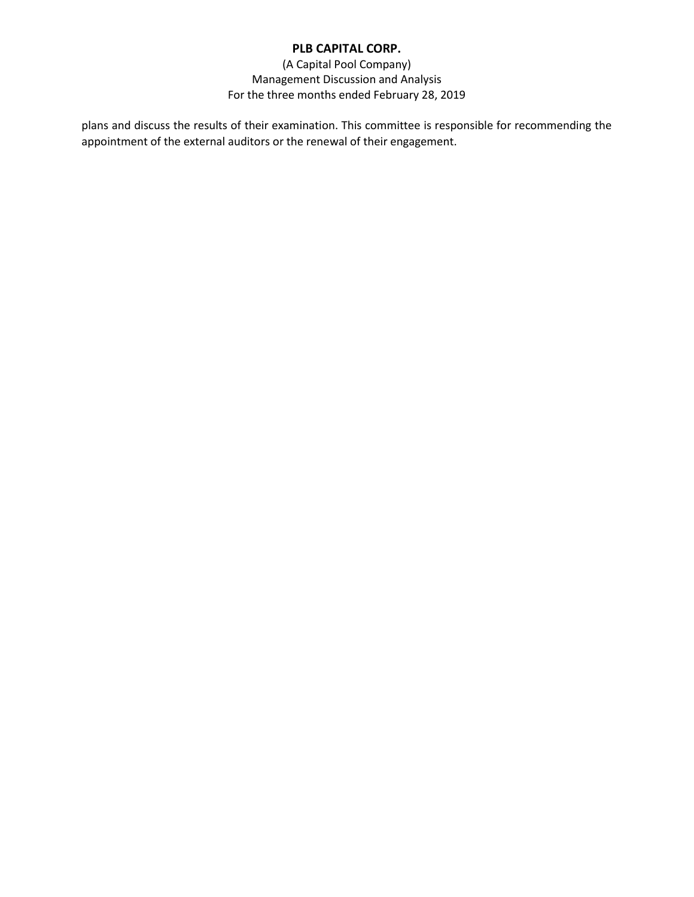plans and discuss the results of their examination. This committee is responsible for recommending the appointment of the external auditors or the renewal of their engagement.